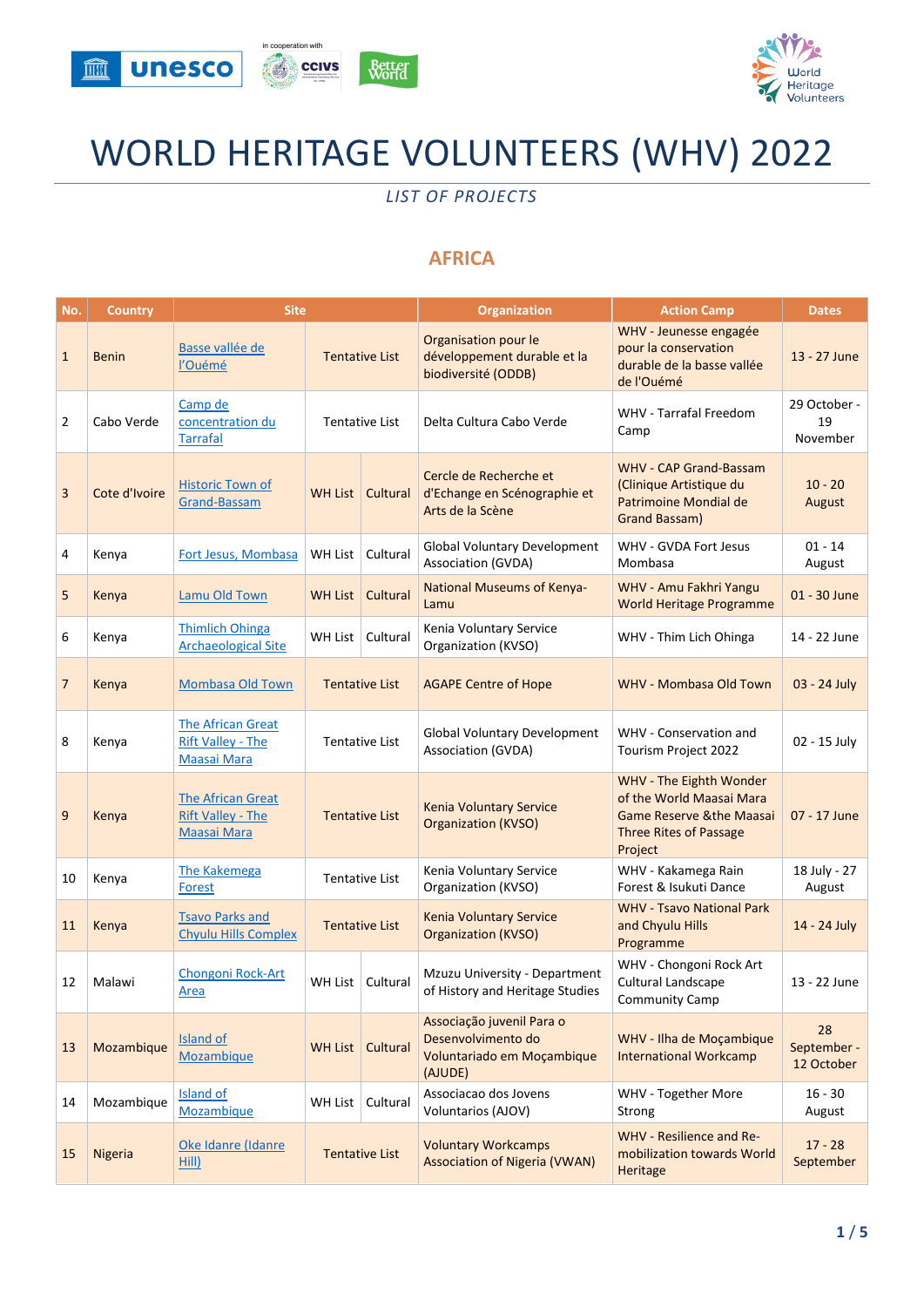# WORLD HERITAGE VOLUNTEERS (WHV) 2022

*LIST OF PROJECTS*

## AFRICA

| No. | Country | Site | | | Organization | Action Camp | Dates |
|---|---|---|---|---|---|---|---|
| 1 | Benin | Basse vallée de l'Ouémé | Tentative List | | Organisation pour le développement durable et la biodiversité (ODDB) | WHV - Jeunesse engagée pour la conservation durable de la basse vallée de l'Ouémé | 13 - 27 June |
| 2 | Cabo Verde | Camp de concentration du Tarrafal | Tentative List | | Delta Cultura Cabo Verde | WHV - Tarrafal Freedom Camp | 29 October - 19 November |
| 3 | Cote d'Ivoire | Historic Town of Grand-Bassam | WH List | Cultural | Cercle de Recherche et d'Echange en Scénographie et Arts de la Scène | WHV - CAP Grand-Bassam (Clinique Artistique du Patrimoine Mondial de Grand Bassam) | 10 - 20 August |
| 4 | Kenya | Fort Jesus, Mombasa | WH List | Cultural | Global Voluntary Development Association (GVDA) | WHV - GVDA Fort Jesus Mombasa | 01 - 14 August |
| 5 | Kenya | Lamu Old Town | WH List | Cultural | National Museums of Kenya-Lamu | WHV - Amu Fakhri Yangu World Heritage Programme | 01 - 30 June |
| 6 | Kenya | Thimlich Ohinga Archaeological Site | WH List | Cultural | Kenia Voluntary Service Organization (KVSO) | WHV - Thim Lich Ohinga | 14 - 22 June |
| 7 | Kenya | Mombasa Old Town | Tentative List | | AGAPE Centre of Hope | WHV - Mombasa Old Town | 03 - 24 July |
| 8 | Kenya | The African Great Rift Valley - The Maasai Mara | Tentative List | | Global Voluntary Development Association (GVDA) | WHV - Conservation and Tourism Project 2022 | 02 - 15 July |
| 9 | Kenya | The African Great Rift Valley - The Maasai Mara | Tentative List | | Kenia Voluntary Service Organization (KVSO) | WHV - The Eighth Wonder of the World Maasai Mara Game Reserve &the Maasai Three Rites of Passage Project | 07 - 17 June |
| 10 | Kenya | The Kakemega Forest | Tentative List | | Kenia Voluntary Service Organization (KVSO) | WHV - Kakamega Rain Forest & Isukuti Dance | 18 July - 27 August |
| 11 | Kenya | Tsavo Parks and Chyulu Hills Complex | Tentative List | | Kenia Voluntary Service Organization (KVSO) | WHV - Tsavo National Park and Chyulu Hills Programme | 14 - 24 July |
| 12 | Malawi | Chongoni Rock-Art Area | WH List | Cultural | Mzuzu University - Department of History and Heritage Studies | WHV - Chongoni Rock Art Cultural Landscape Community Camp | 13 - 22 June |
| 13 | Mozambique | Island of Mozambique | WH List | Cultural | Associação juvenil Para o Desenvolvimento do Voluntariado em Moçambique (AJUDE) | WHV - Ilha de Moçambique International Workcamp | 28 September - 12 October |
| 14 | Mozambique | Island of Mozambique | WH List | Cultural | Associacao dos Jovens Voluntarios (AJOV) | WHV - Together More Strong | 16 - 30 August |
| 15 | Nigeria | Oke Idanre (Idanre Hill) | Tentative List | | Voluntary Workcamps Association of Nigeria (VWAN) | WHV - Resilience and Re-mobilization towards World Heritage | 17 - 28 September |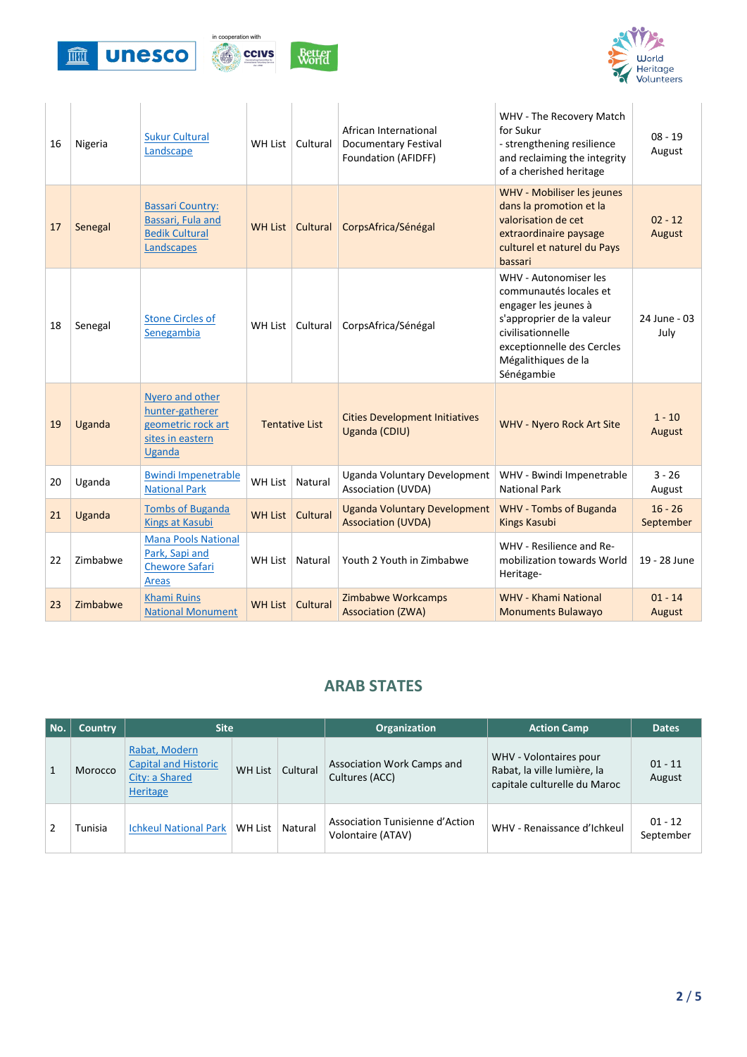| 16 | Nigeria | Sukur Cultural Landscape | WH List | Cultural | African International Documentary Festival Foundation (AFIDFF) | WHV - The Recovery Match for Sukur - strengthening resilience and reclaiming the integrity of a cherished heritage | 08 - 19 August |
|---|---|---|---|---|---|---|---|
| 17 | Senegal | Bassari Country: Bassari, Fula and Bedik Cultural Landscapes | WH List | Cultural | CorpsAfrica/Sénégal | WHV - Mobiliser les jeunes dans la promotion et la valorisation de cet extraordinaire paysage culturel et naturel du Pays bassari | 02 - 12 August |
| 18 | Senegal | Stone Circles of Senegambia | WH List | Cultural | CorpsAfrica/Sénégal | WHV - Autonomiser les communautés locales et engager les jeunes à s'approprier de la valeur civilisationnelle exceptionnelle des Cercles Mégalithiques de la Sénégambie | 24 June - 03 July |
| 19 | Uganda | Nyero and other hunter-gatherer geometric rock art sites in eastern Uganda | Tentative List | | Cities Development Initiatives Uganda (CDIU) | WHV - Nyero Rock Art Site | 1 - 10 August |
| 20 | Uganda | Bwindi Impenetrable National Park | WH List | Natural | Uganda Voluntary Development Association (UVDA) | WHV - Bwindi Impenetrable National Park | 3 - 26 August |
| 21 | Uganda | Tombs of Buganda Kings at Kasubi | WH List | Cultural | Uganda Voluntary Development Association (UVDA) | WHV - Tombs of Buganda Kings Kasubi | 16 - 26 September |
| 22 | Zimbabwe | Mana Pools National Park, Sapi and Chewore Safari Areas | WH List | Natural | Youth 2 Youth in Zimbabwe | WHV - Resilience and Re-mobilization towards World Heritage- | 19 - 28 June |
| 23 | Zimbabwe | Khami Ruins National Monument | WH List | Cultural | Zimbabwe Workcamps Association (ZWA) | WHV - Khami National Monuments Bulawayo | 01 - 14 August |

## ARAB STATES

| No. | Country | Site | | | Organization | Action Camp | Dates |
|---|---|---|---|---|---|---|---|
| 1 | Morocco | Rabat, Modern Capital and Historic City: a Shared Heritage | WH List | Cultural | Association Work Camps and Cultures (ACC) | WHV - Volontaires pour Rabat, la ville lumière, la capitale culturelle du Maroc | 01 - 11 August |
| 2 | Tunisia | Ichkeul National Park | WH List | Natural | Association Tunisienne d'Action Volontaire (ATAV) | WHV - Renaissance d'Ichkeul | 01 - 12 September |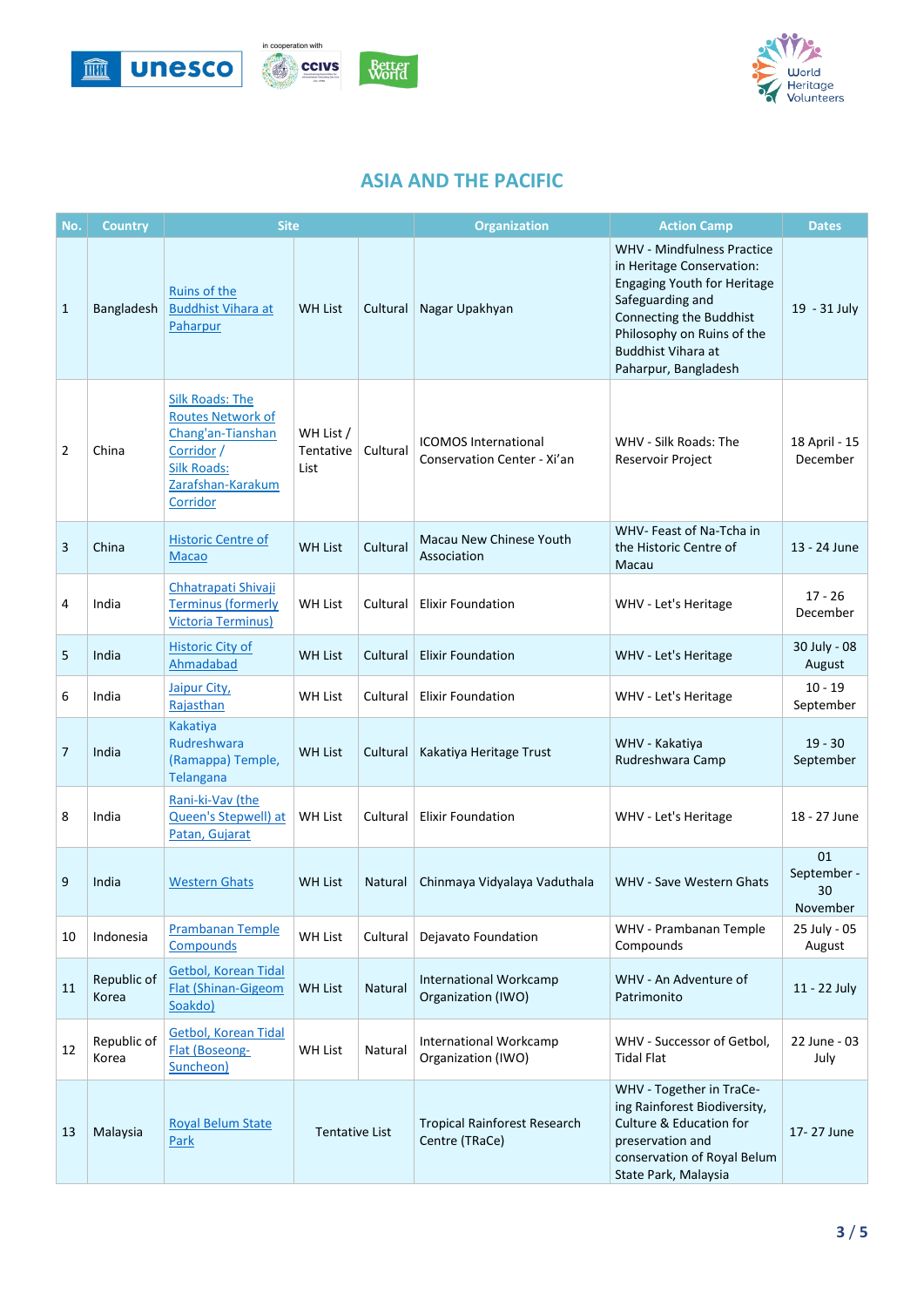## ASIA AND THE PACIFIC

| No. | Country | Site | | | Organization | Action Camp | Dates |
|---|---|---|---|---|---|---|---|
| 1 | Bangladesh | Ruins of the Buddhist Vihara at Paharpur | WH List | Cultural | Nagar Upakhyan | WHV - Mindfulness Practice in Heritage Conservation: Engaging Youth for Heritage Safeguarding and Connecting the Buddhist Philosophy on Ruins of the Buddhist Vihara at Paharpur, Bangladesh | 19 - 31 July |
| 2 | China | Silk Roads: The Routes Network of Chang'an-Tianshan Corridor / Silk Roads: Zarafshan-Karakum Corridor | WH List / Tentative List | Cultural | ICOMOS International Conservation Center - Xi'an | WHV - Silk Roads: The Reservoir Project | 18 April - 15 December |
| 3 | China | Historic Centre of Macao | WH List | Cultural | Macau New Chinese Youth Association | WHV- Feast of Na-Tcha in the Historic Centre of Macau | 13 - 24 June |
| 4 | India | Chhatrapati Shivaji Terminus (formerly Victoria Terminus) | WH List | Cultural | Elixir Foundation | WHV - Let's Heritage | 17 - 26 December |
| 5 | India | Historic City of Ahmadabad | WH List | Cultural | Elixir Foundation | WHV - Let's Heritage | 30 July - 08 August |
| 6 | India | Jaipur City, Rajasthan | WH List | Cultural | Elixir Foundation | WHV - Let's Heritage | 10 - 19 September |
| 7 | India | Kakatiya Rudreshwara (Ramappa) Temple, Telangana | WH List | Cultural | Kakatiya Heritage Trust | WHV - Kakatiya Rudreshwara Camp | 19 - 30 September |
| 8 | India | Rani-ki-Vav (the Queen's Stepwell) at Patan, Gujarat | WH List | Cultural | Elixir Foundation | WHV - Let's Heritage | 18 - 27 June |
| 9 | India | Western Ghats | WH List | Natural | Chinmaya Vidyalaya Vaduthala | WHV - Save Western Ghats | 01 September - 30 November |
| 10 | Indonesia | Prambanan Temple Compounds | WH List | Cultural | Dejavato Foundation | WHV - Prambanan Temple Compounds | 25 July - 05 August |
| 11 | Republic of Korea | Getbol, Korean Tidal Flat (Shinan-Gigeom Soakdo) | WH List | Natural | International Workcamp Organization (IWO) | WHV - An Adventure of Patrimonito | 11 - 22 July |
| 12 | Republic of Korea | Getbol, Korean Tidal Flat (Boseong-Suncheon) | WH List | Natural | International Workcamp Organization (IWO) | WHV - Successor of Getbol, Tidal Flat | 22 June - 03 July |
| 13 | Malaysia | Royal Belum State Park | Tentative List | | Tropical Rainforest Research Centre (TRaCe) | WHV - Together in TraCe-ing Rainforest Biodiversity, Culture & Education for preservation and conservation of Royal Belum State Park, Malaysia | 17- 27 June |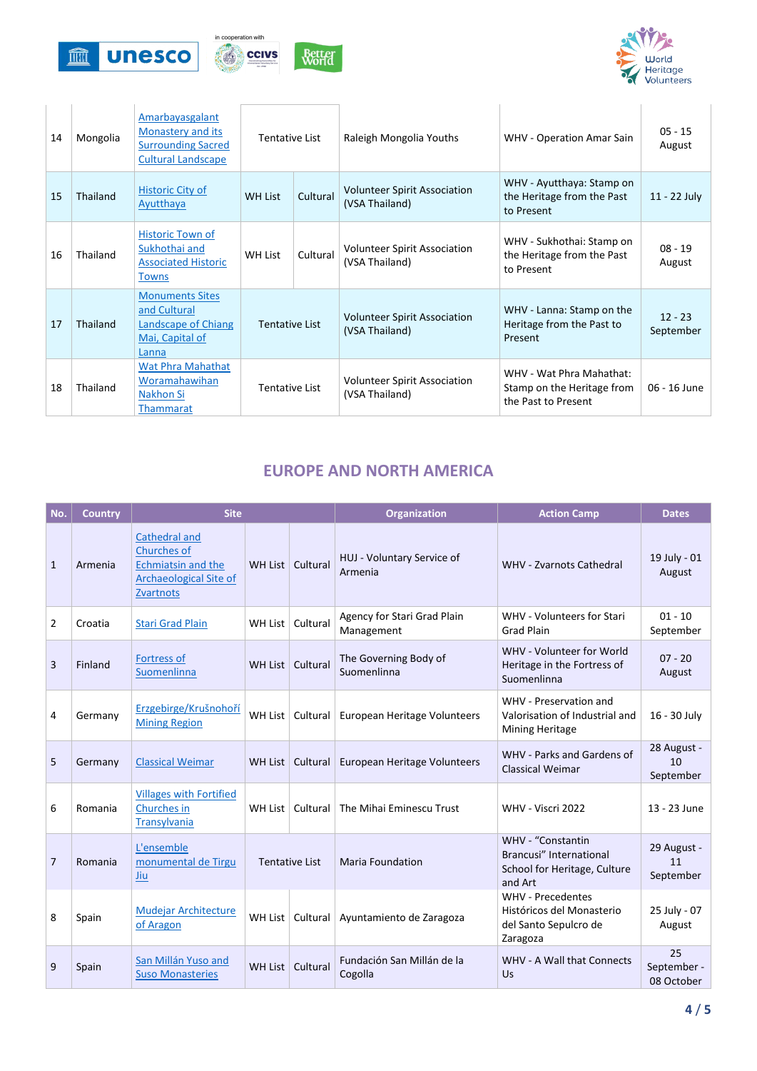| 14 | Mongolia | Amarbayasgalant Monastery and its Surrounding Sacred Cultural Landscape | Tentative List | | Raleigh Mongolia Youths | WHV - Operation Amar Sain | 05 - 15 August |
|---|---|---|---|---|---|---|---|
| 15 | Thailand | Historic City of Ayutthaya | WH List | Cultural | Volunteer Spirit Association (VSA Thailand) | WHV - Ayutthaya: Stamp on the Heritage from the Past to Present | 11 - 22 July |
| 16 | Thailand | Historic Town of Sukhothai and Associated Historic Towns | WH List | Cultural | Volunteer Spirit Association (VSA Thailand) | WHV - Sukhothai: Stamp on the Heritage from the Past to Present | 08 - 19 August |
| 17 | Thailand | Monuments Sites and Cultural Landscape of Chiang Mai, Capital of Lanna | Tentative List | | Volunteer Spirit Association (VSA Thailand) | WHV - Lanna: Stamp on the Heritage from the Past to Present | 12 - 23 September |
| 18 | Thailand | Wat Phra Mahathat Woramahawihan Nakhon Si Thammarat | Tentative List | | Volunteer Spirit Association (VSA Thailand) | WHV - Wat Phra Mahathat: Stamp on the Heritage from the Past to Present | 06 - 16 June |

## EUROPE AND NORTH AMERICA

| No. | Country | Site | | | Organization | Action Camp | Dates |
|---|---|---|---|---|---|---|---|
| 1 | Armenia | Cathedral and Churches of Echmiatsin and the Archaeological Site of Zvartnots | WH List | Cultural | HUJ - Voluntary Service of Armenia | WHV - Zvarnots Cathedral | 19 July - 01 August |
| 2 | Croatia | Stari Grad Plain | WH List | Cultural | Agency for Stari Grad Plain Management | WHV - Volunteers for Stari Grad Plain | 01 - 10 September |
| 3 | Finland | Fortress of Suomenlinna | WH List | Cultural | The Governing Body of Suomenlinna | WHV - Volunteer for World Heritage in the Fortress of Suomenlinna | 07 - 20 August |
| 4 | Germany | Erzgebirge/Krušnohoří Mining Region | WH List | Cultural | European Heritage Volunteers | WHV - Preservation and Valorisation of Industrial and Mining Heritage | 16 - 30 July |
| 5 | Germany | Classical Weimar | WH List | Cultural | European Heritage Volunteers | WHV - Parks and Gardens of Classical Weimar | 28 August - 10 September |
| 6 | Romania | Villages with Fortified Churches in Transylvania | WH List | Cultural | The Mihai Eminescu Trust | WHV - Viscri 2022 | 13 - 23 June |
| 7 | Romania | L'ensemble monumental de Tirgu Jiu | Tentative List | | Maria Foundation | WHV - "Constantin Brancusi" International School for Heritage, Culture and Art | 29 August - 11 September |
| 8 | Spain | Mudejar Architecture of Aragon | WH List | Cultural | Ayuntamiento de Zaragoza | WHV - Precedentes Históricos del Monasterio del Santo Sepulcro de Zaragoza | 25 July - 07 August |
| 9 | Spain | San Millán Yuso and Suso Monasteries | WH List | Cultural | Fundación San Millán de la Cogolla | WHV - A Wall that Connects Us | 25 September - 08 October |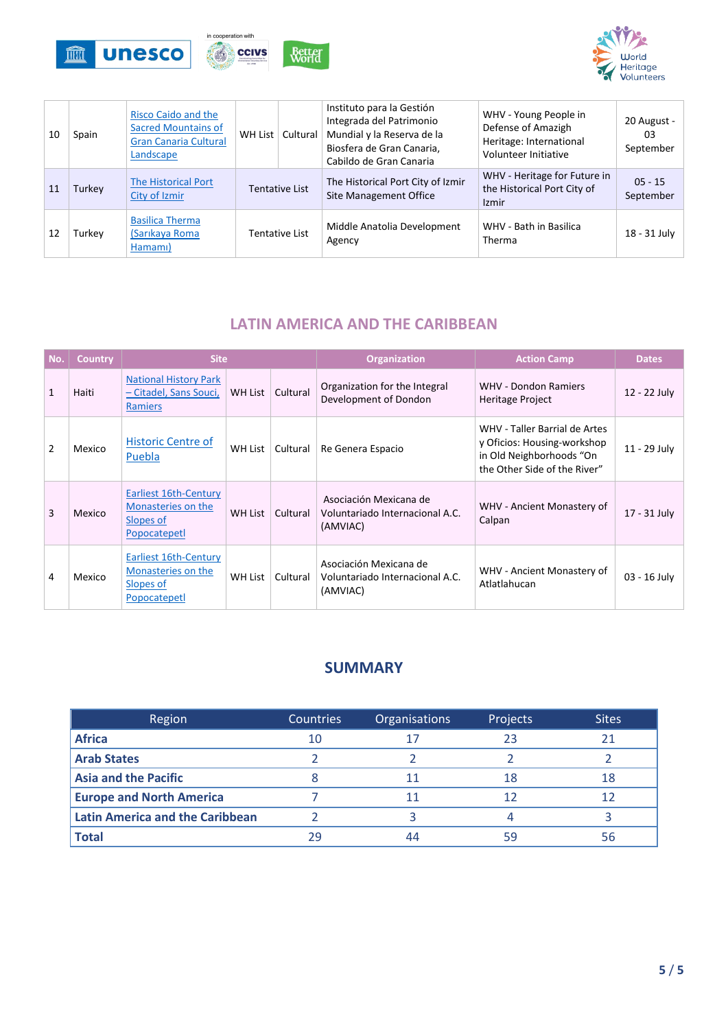| | | | | | | | |
|---|---|---|---|---|---|---|---|
| 10 | Spain | Risco Caido and the Sacred Mountains of Gran Canaria Cultural Landscape | WH List | Cultural | Instituto para la Gestión Integrada del Patrimonio Mundial y la Reserva de la Biosfera de Gran Canaria, Cabildo de Gran Canaria | WHV - Young People in Defense of Amazigh Heritage: International Volunteer Initiative | 20 August - 03 September |
| 11 | Turkey | The Historical Port City of Izmir | Tentative List | | The Historical Port City of Izmir Site Management Office | WHV - Heritage for Future in the Historical Port City of Izmir | 05 - 15 September |
| 12 | Turkey | Basilica Therma (Sarıkaya Roma Hamamı) | Tentative List | | Middle Anatolia Development Agency | WHV - Bath in Basilica Therma | 18 - 31 July |

## LATIN AMERICA AND THE CARIBBEAN

| No. | Country | Site | | | Organization | Action Camp | Dates |
|---|---|---|---|---|---|---|---|
| 1 | Haiti | National History Park – Citadel, Sans Souci, Ramiers | WH List | Cultural | Organization for the Integral Development of Dondon | WHV - Dondon Ramiers Heritage Project | 12 - 22 July |
| 2 | Mexico | Historic Centre of Puebla | WH List | Cultural | Re Genera Espacio | WHV - Taller Barrial de Artes y Oficios: Housing-workshop in Old Neighborhoods "On the Other Side of the River" | 11 - 29 July |
| 3 | Mexico | Earliest 16th-Century Monasteries on the Slopes of Popocatepetl | WH List | Cultural | Asociación Mexicana de Voluntariado Internacional A.C. (AMVIAC) | WHV - Ancient Monastery of Calpan | 17 - 31 July |
| 4 | Mexico | Earliest 16th-Century Monasteries on the Slopes of Popocatepetl | WH List | Cultural | Asociación Mexicana de Voluntariado Internacional A.C. (AMVIAC) | WHV - Ancient Monastery of Atlatlahucan | 03 - 16 July |

## SUMMARY

| Region | Countries | Organisations | Projects | Sites |
|---|---|---|---|---|
| **Africa** | 10 | 17 | 23 | 21 |
| **Arab States** | 2 | 2 | 2 | 2 |
| **Asia and the Pacific** | 8 | 11 | 18 | 18 |
| **Europe and North America** | 7 | 11 | 12 | 12 |
| **Latin America and the Caribbean** | 2 | 3 | 4 | 3 |
| **Total** | 29 | 44 | 59 | 56 |